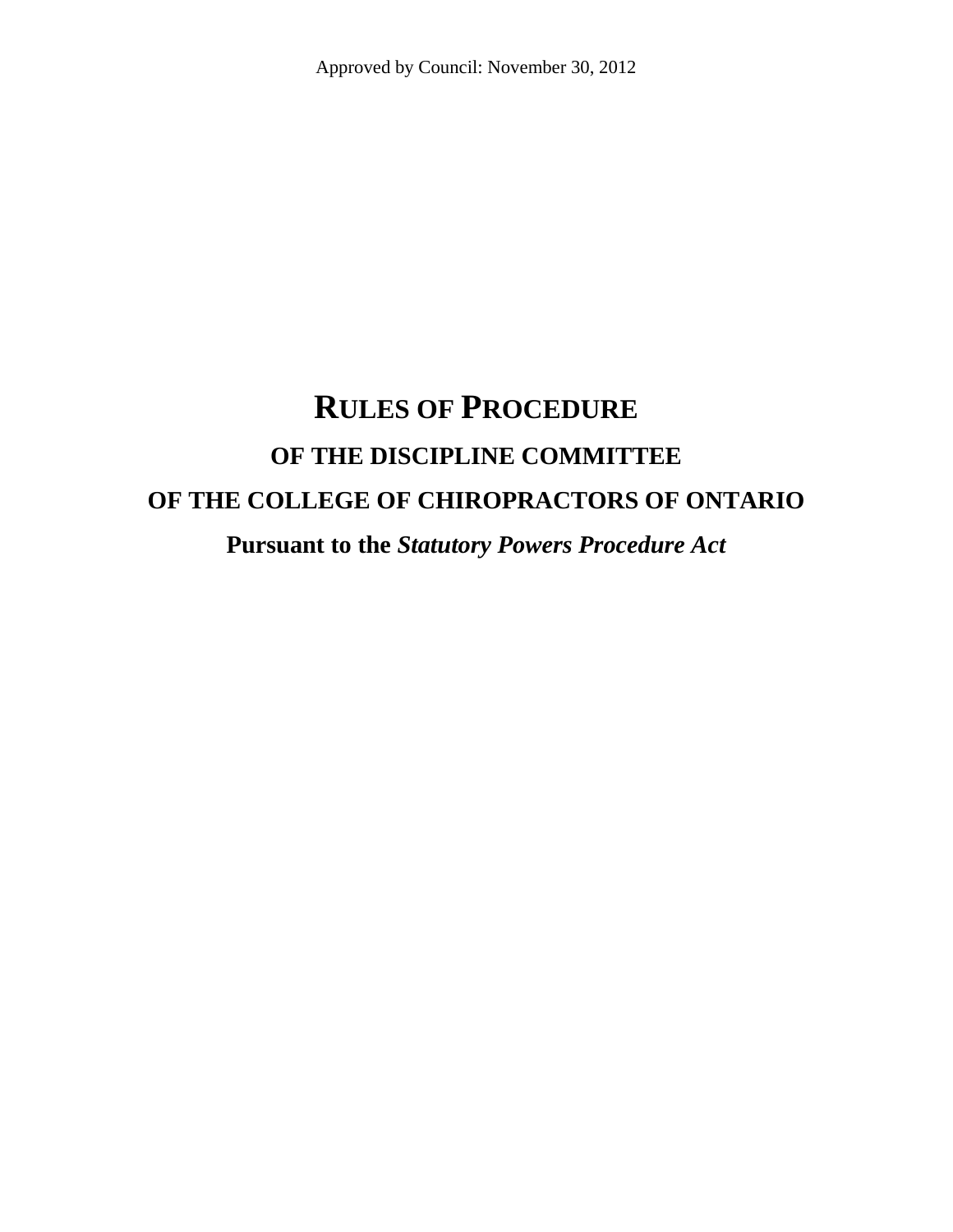Approved by Council: November 30, 2012

# RULES OF PROCEDURE

## OF THE DISCIPLINE COMMITTEE

## OF THE COLLEGE OF CHIROPRACTORS OF ONTARIO

### Pursuant to the *Statutory Powers Procedure Act*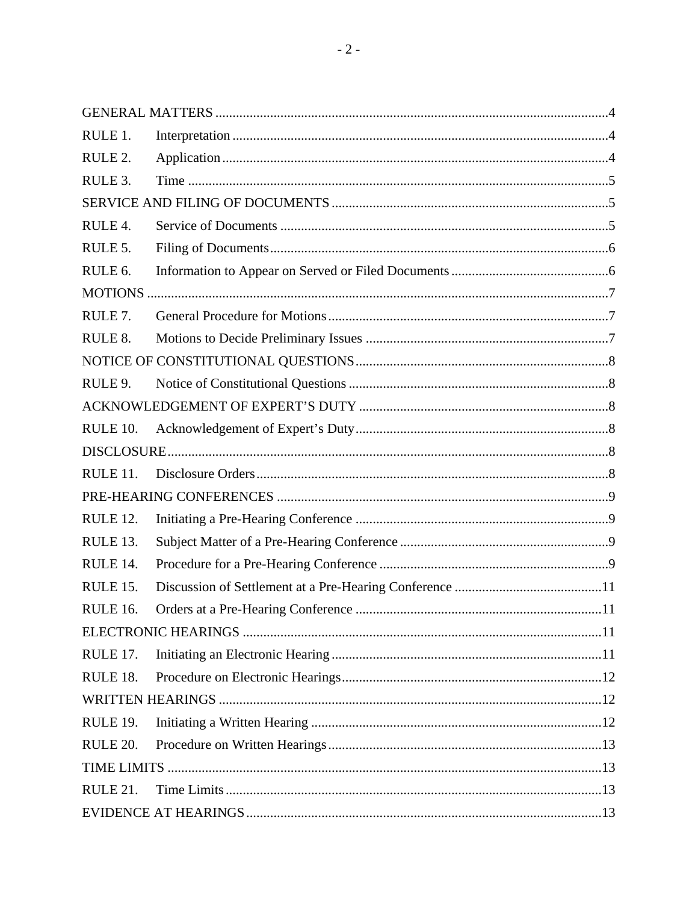| | | |
|---|---|---|
| GENERAL MATTERS | | 4 |
| RULE 1. | Interpretation | 4 |
| RULE 2. | Application | 4 |
| RULE 3. | Time | 5 |
| SERVICE AND FILING OF DOCUMENTS | | 5 |
| RULE 4. | Service of Documents | 5 |
| RULE 5. | Filing of Documents | 6 |
| RULE 6. | Information to Appear on Served or Filed Documents | 6 |
| MOTIONS | | 7 |
| RULE 7. | General Procedure for Motions | 7 |
| RULE 8. | Motions to Decide Preliminary Issues | 7 |
| NOTICE OF CONSTITUTIONAL QUESTIONS | | 8 |
| RULE 9. | Notice of Constitutional Questions | 8 |
| ACKNOWLEDGEMENT OF EXPERT'S DUTY | | 8 |
| RULE 10. | Acknowledgement of Expert's Duty | 8 |
| DISCLOSURE | | 8 |
| RULE 11. | Disclosure Orders | 8 |
| PRE-HEARING CONFERENCES | | 9 |
| RULE 12. | Initiating a Pre-Hearing Conference | 9 |
| RULE 13. | Subject Matter of a Pre-Hearing Conference | 9 |
| RULE 14. | Procedure for a Pre-Hearing Conference | 9 |
| RULE 15. | Discussion of Settlement at a Pre-Hearing Conference | 11 |
| RULE 16. | Orders at a Pre-Hearing Conference | 11 |
| ELECTRONIC HEARINGS | | 11 |
| RULE 17. | Initiating an Electronic Hearing | 11 |
| RULE 18. | Procedure on Electronic Hearings | 12 |
| WRITTEN HEARINGS | | 12 |
| RULE 19. | Initiating a Written Hearing | 12 |
| RULE 20. | Procedure on Written Hearings | 13 |
| TIME LIMITS | | 13 |
| RULE 21. | Time Limits | 13 |
| EVIDENCE AT HEARINGS | | 13 |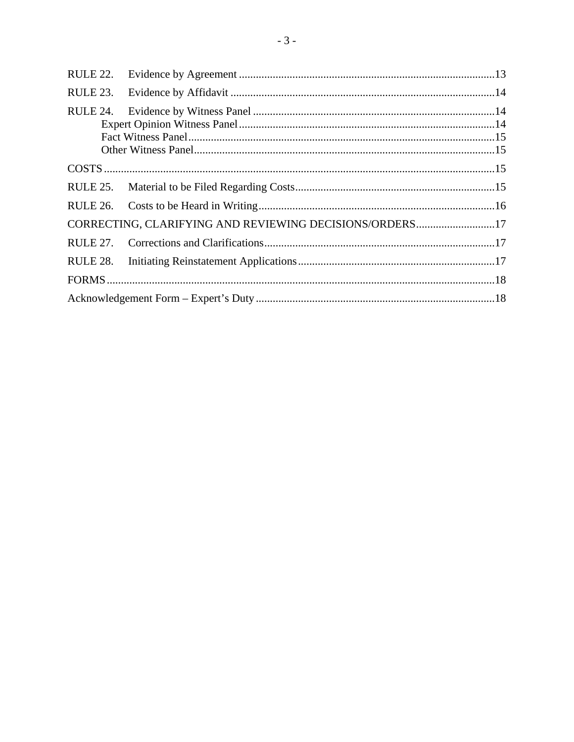RULE 22. Evidence by Agreement ....................................................................................13

RULE 23. Evidence by Affidavit .....................................................................................14

RULE 24. Evidence by Witness Panel ..............................................................................14

- Expert Opinion Witness Panel ......................................................................................14
- Fact Witness Panel ........................................................................................................15
- Other Witness Panel ......................................................................................................15

COSTS ...............................................................................................................................15

RULE 25. Material to be Filed Regarding Costs ..............................................................15

RULE 26. Costs to be Heard in Writing ...........................................................................16

CORRECTING, CLARIFYING AND REVIEWING DECISIONS/ORDERS ...............................17

RULE 27. Corrections and Clarifications .........................................................................17

RULE 28. Initiating Reinstatement Applications .............................................................17

FORMS ...............................................................................................................................18

Acknowledgement Form – Expert's Duty .........................................................................18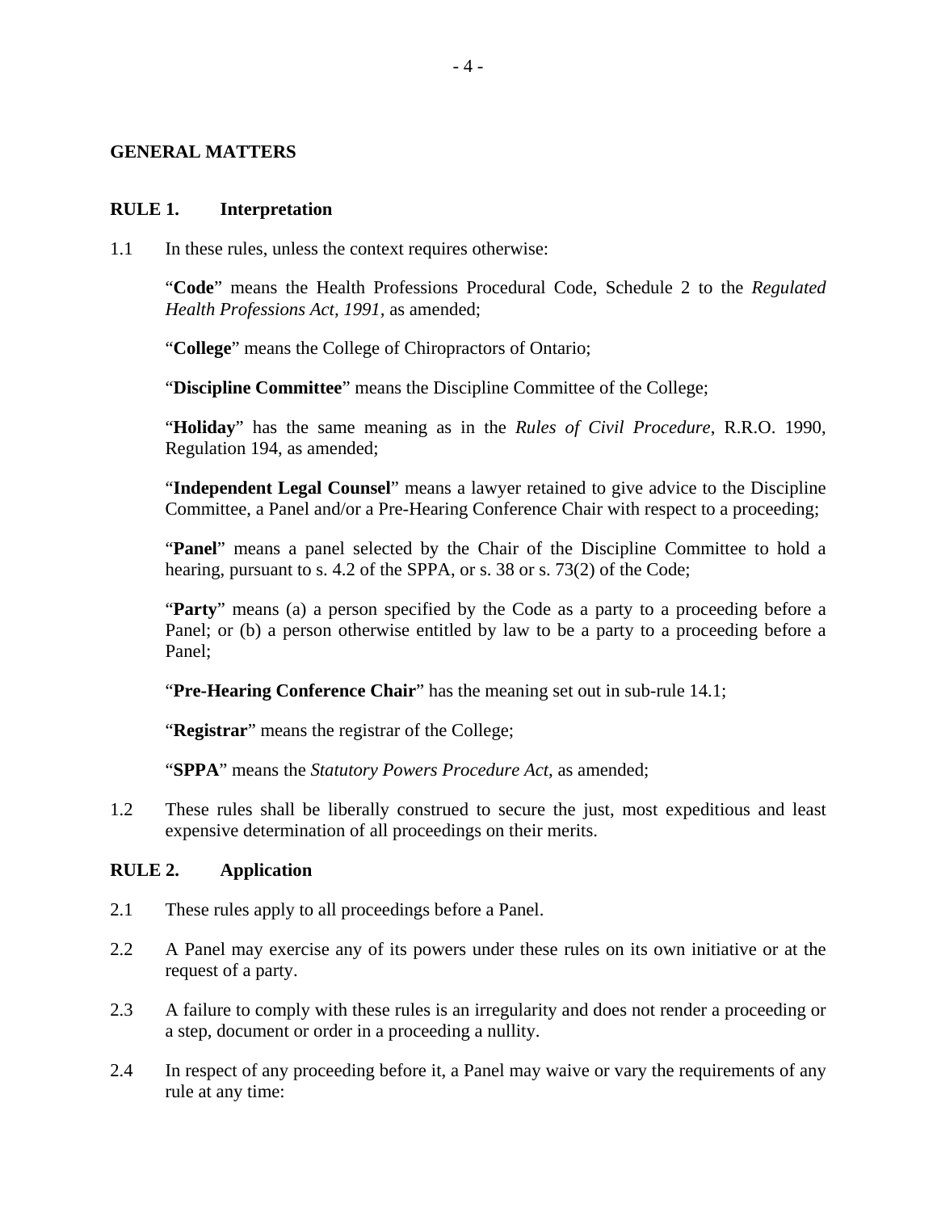## GENERAL MATTERS

### RULE 1. Interpretation

1.1 In these rules, unless the context requires otherwise:

> "**Code**" means the Health Professions Procedural Code, Schedule 2 to the *Regulated Health Professions Act, 1991*, as amended;
>
> "**College**" means the College of Chiropractors of Ontario;
>
> "**Discipline Committee**" means the Discipline Committee of the College;
>
> "**Holiday**" has the same meaning as in the *Rules of Civil Procedure*, R.R.O. 1990, Regulation 194, as amended;
>
> "**Independent Legal Counsel**" means a lawyer retained to give advice to the Discipline Committee, a Panel and/or a Pre-Hearing Conference Chair with respect to a proceeding;
>
> "**Panel**" means a panel selected by the Chair of the Discipline Committee to hold a hearing, pursuant to s. 4.2 of the SPPA, or s. 38 or s. 73(2) of the Code;
>
> "**Party**" means (a) a person specified by the Code as a party to a proceeding before a Panel; or (b) a person otherwise entitled by law to be a party to a proceeding before a Panel;
>
> "**Pre-Hearing Conference Chair**" has the meaning set out in sub-rule 14.1;
>
> "**Registrar**" means the registrar of the College;
>
> "**SPPA**" means the *Statutory Powers Procedure Act*, as amended;

1.2 These rules shall be liberally construed to secure the just, most expeditious and least expensive determination of all proceedings on their merits.

### RULE 2. Application

2.1 These rules apply to all proceedings before a Panel.

2.2 A Panel may exercise any of its powers under these rules on its own initiative or at the request of a party.

2.3 A failure to comply with these rules is an irregularity and does not render a proceeding or a step, document or order in a proceeding a nullity.

2.4 In respect of any proceeding before it, a Panel may waive or vary the requirements of any rule at any time: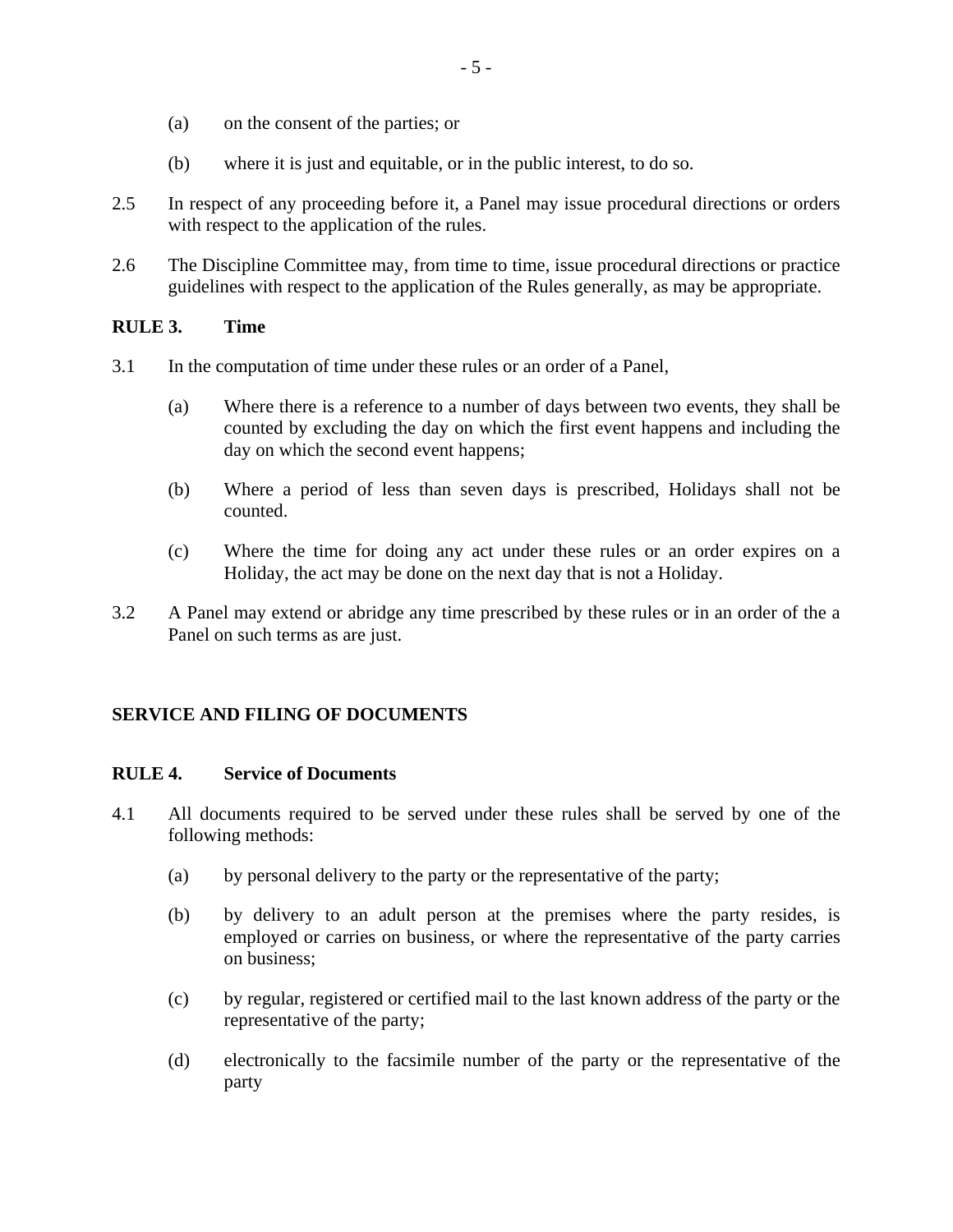(a) on the consent of the parties; or

(b) where it is just and equitable, or in the public interest, to do so.

2.5 In respect of any proceeding before it, a Panel may issue procedural directions or orders with respect to the application of the rules.

2.6 The Discipline Committee may, from time to time, issue procedural directions or practice guidelines with respect to the application of the Rules generally, as may be appropriate.

**RULE 3. Time**

3.1 In the computation of time under these rules or an order of a Panel,

(a) Where there is a reference to a number of days between two events, they shall be counted by excluding the day on which the first event happens and including the day on which the second event happens;

(b) Where a period of less than seven days is prescribed, Holidays shall not be counted.

(c) Where the time for doing any act under these rules or an order expires on a Holiday, the act may be done on the next day that is not a Holiday.

3.2 A Panel may extend or abridge any time prescribed by these rules or in an order of the a Panel on such terms as are just.

## SERVICE AND FILING OF DOCUMENTS

**RULE 4. Service of Documents**

4.1 All documents required to be served under these rules shall be served by one of the following methods:

(a) by personal delivery to the party or the representative of the party;

(b) by delivery to an adult person at the premises where the party resides, is employed or carries on business, or where the representative of the party carries on business;

(c) by regular, registered or certified mail to the last known address of the party or the representative of the party;

(d) electronically to the facsimile number of the party or the representative of the party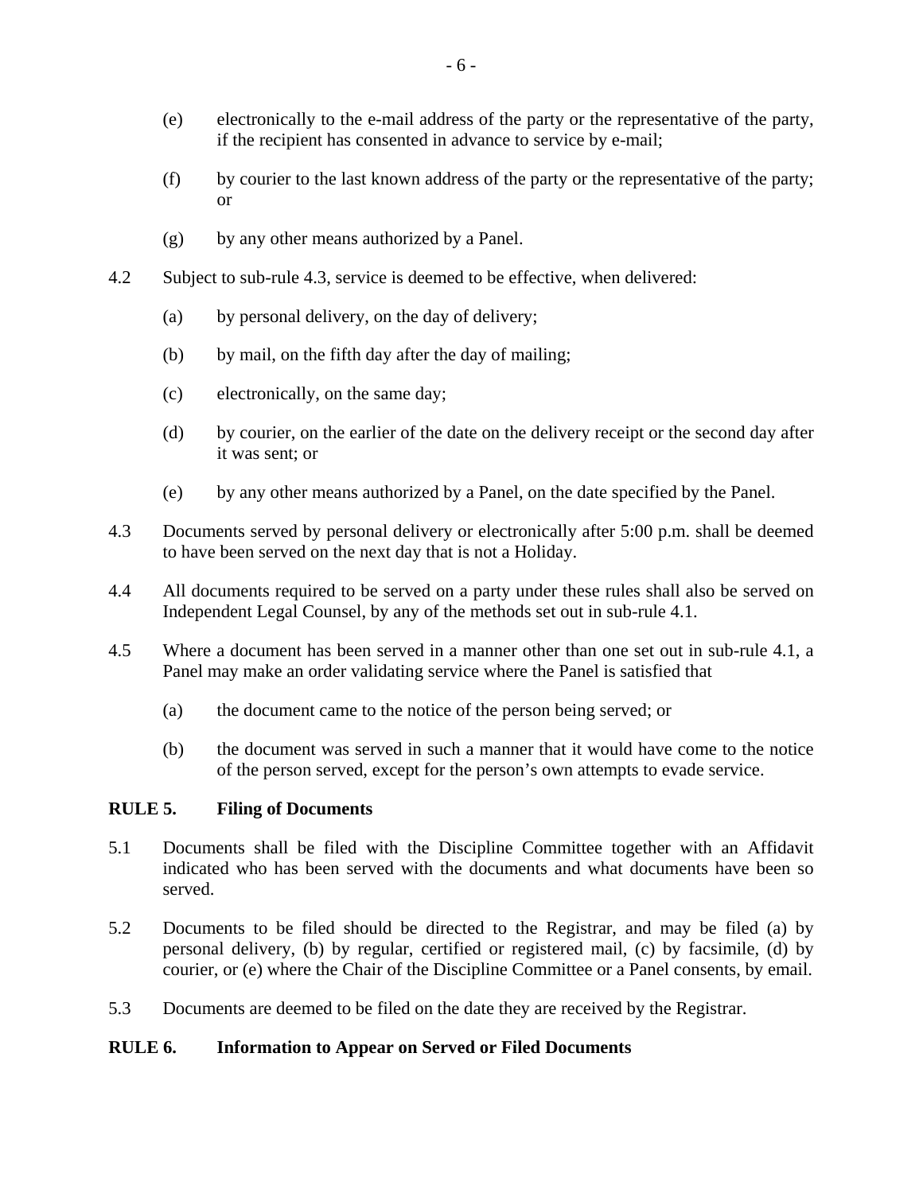(e) electronically to the e-mail address of the party or the representative of the party, if the recipient has consented in advance to service by e-mail;

(f) by courier to the last known address of the party or the representative of the party; or

(g) by any other means authorized by a Panel.

4.2 Subject to sub-rule 4.3, service is deemed to be effective, when delivered:

(a) by personal delivery, on the day of delivery;

(b) by mail, on the fifth day after the day of mailing;

(c) electronically, on the same day;

(d) by courier, on the earlier of the date on the delivery receipt or the second day after it was sent; or

(e) by any other means authorized by a Panel, on the date specified by the Panel.

4.3 Documents served by personal delivery or electronically after 5:00 p.m. shall be deemed to have been served on the next day that is not a Holiday.

4.4 All documents required to be served on a party under these rules shall also be served on Independent Legal Counsel, by any of the methods set out in sub-rule 4.1.

4.5 Where a document has been served in a manner other than one set out in sub-rule 4.1, a Panel may make an order validating service where the Panel is satisfied that

(a) the document came to the notice of the person being served; or

(b) the document was served in such a manner that it would have come to the notice of the person served, except for the person's own attempts to evade service.

## RULE 5. Filing of Documents

5.1 Documents shall be filed with the Discipline Committee together with an Affidavit indicated who has been served with the documents and what documents have been so served.

5.2 Documents to be filed should be directed to the Registrar, and may be filed (a) by personal delivery, (b) by regular, certified or registered mail, (c) by facsimile, (d) by courier, or (e) where the Chair of the Discipline Committee or a Panel consents, by email.

5.3 Documents are deemed to be filed on the date they are received by the Registrar.

## RULE 6. Information to Appear on Served or Filed Documents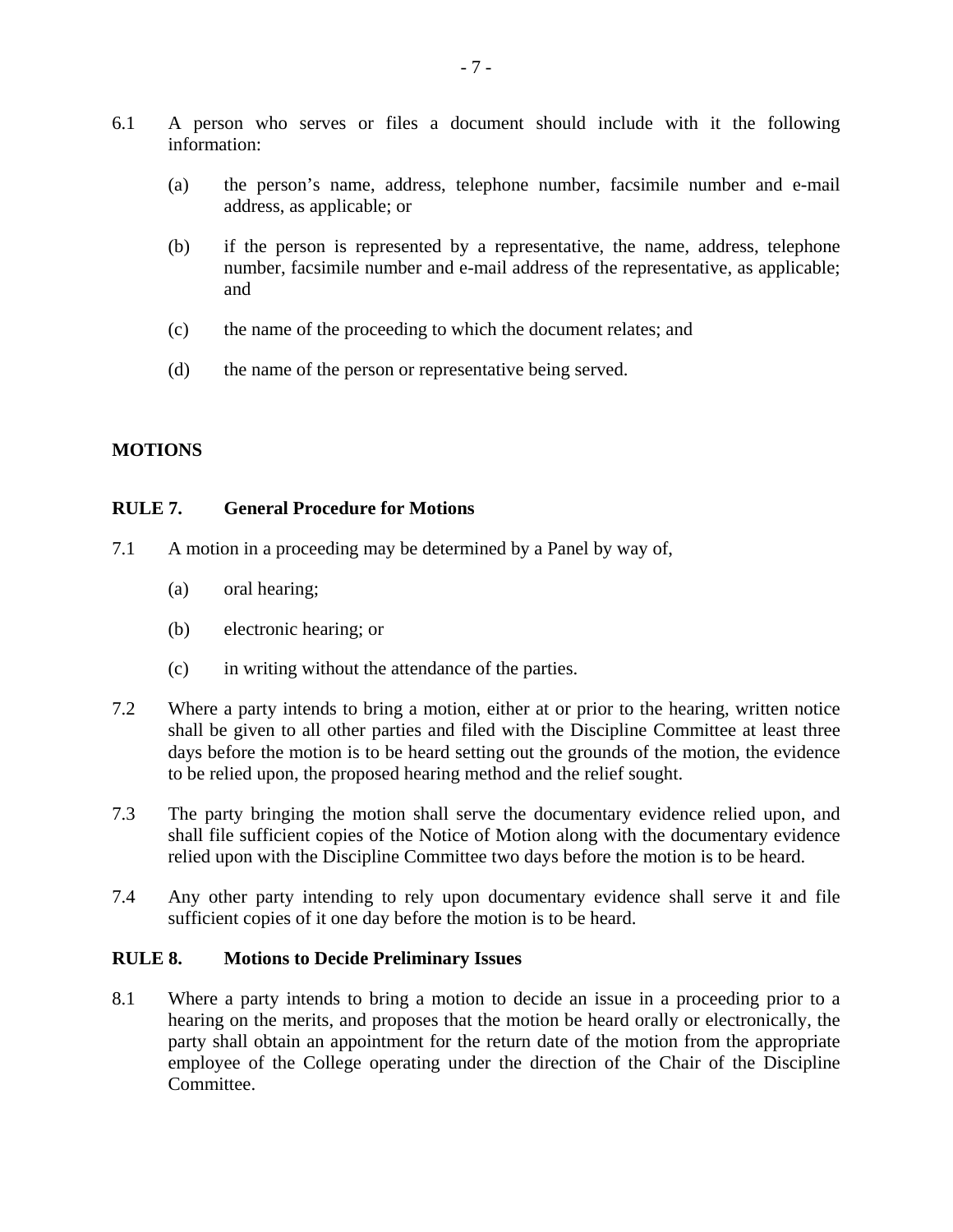6.1 A person who serves or files a document should include with it the following information:

   (a) the person's name, address, telephone number, facsimile number and e-mail address, as applicable; or

   (b) if the person is represented by a representative, the name, address, telephone number, facsimile number and e-mail address of the representative, as applicable; and

   (c) the name of the proceeding to which the document relates; and

   (d) the name of the person or representative being served.

## MOTIONS

### RULE 7. General Procedure for Motions

7.1 A motion in a proceeding may be determined by a Panel by way of,

   (a) oral hearing;

   (b) electronic hearing; or

   (c) in writing without the attendance of the parties.

7.2 Where a party intends to bring a motion, either at or prior to the hearing, written notice shall be given to all other parties and filed with the Discipline Committee at least three days before the motion is to be heard setting out the grounds of the motion, the evidence to be relied upon, the proposed hearing method and the relief sought.

7.3 The party bringing the motion shall serve the documentary evidence relied upon, and shall file sufficient copies of the Notice of Motion along with the documentary evidence relied upon with the Discipline Committee two days before the motion is to be heard.

7.4 Any other party intending to rely upon documentary evidence shall serve it and file sufficient copies of it one day before the motion is to be heard.

### RULE 8. Motions to Decide Preliminary Issues

8.1 Where a party intends to bring a motion to decide an issue in a proceeding prior to a hearing on the merits, and proposes that the motion be heard orally or electronically, the party shall obtain an appointment for the return date of the motion from the appropriate employee of the College operating under the direction of the Chair of the Discipline Committee.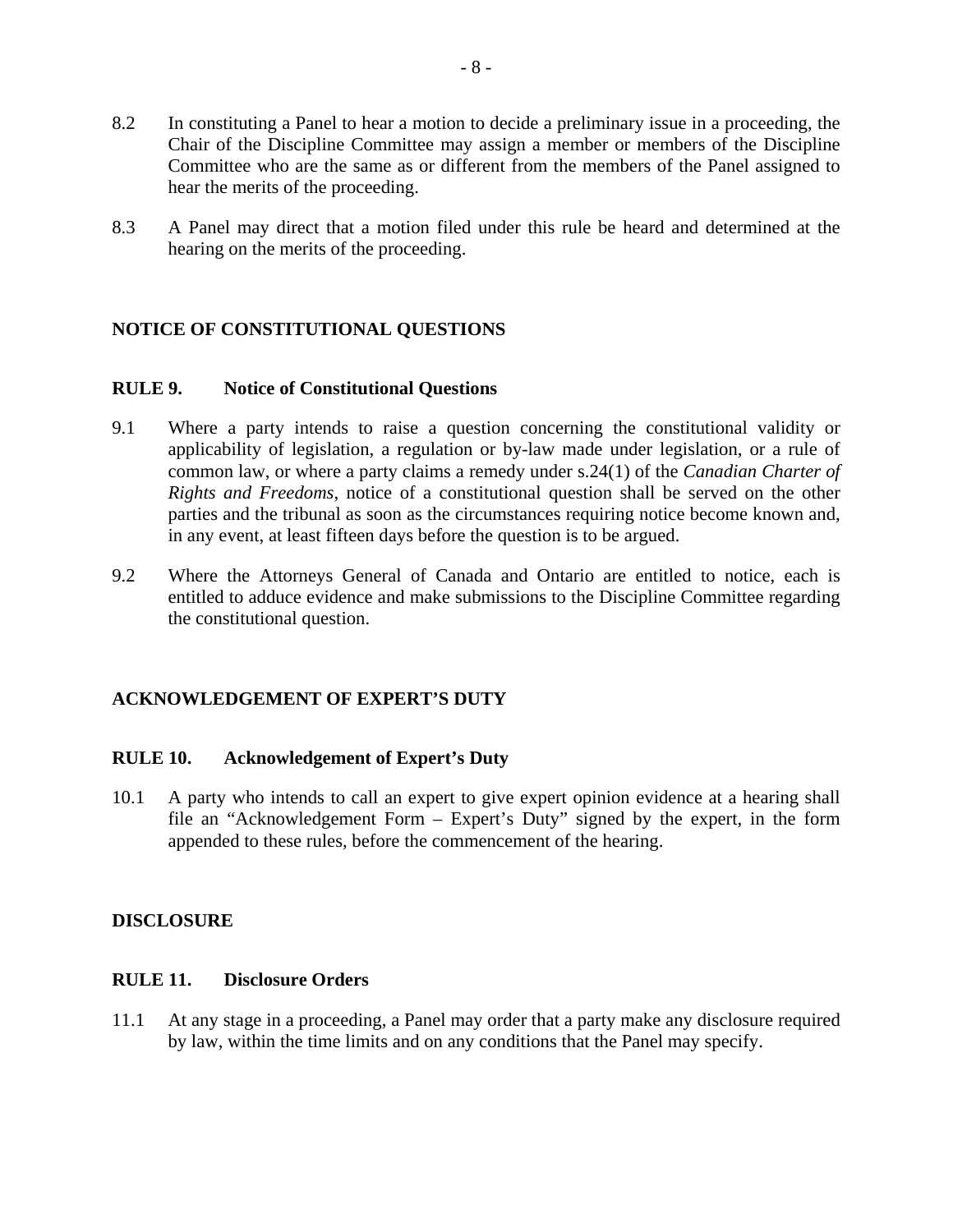8.2 In constituting a Panel to hear a motion to decide a preliminary issue in a proceeding, the Chair of the Discipline Committee may assign a member or members of the Discipline Committee who are the same as or different from the members of the Panel assigned to hear the merits of the proceeding.

8.3 A Panel may direct that a motion filed under this rule be heard and determined at the hearing on the merits of the proceeding.

## NOTICE OF CONSTITUTIONAL QUESTIONS

### RULE 9. Notice of Constitutional Questions

9.1 Where a party intends to raise a question concerning the constitutional validity or applicability of legislation, a regulation or by-law made under legislation, or a rule of common law, or where a party claims a remedy under s.24(1) of the *Canadian Charter of Rights and Freedoms*, notice of a constitutional question shall be served on the other parties and the tribunal as soon as the circumstances requiring notice become known and, in any event, at least fifteen days before the question is to be argued.

9.2 Where the Attorneys General of Canada and Ontario are entitled to notice, each is entitled to adduce evidence and make submissions to the Discipline Committee regarding the constitutional question.

## ACKNOWLEDGEMENT OF EXPERT'S DUTY

### RULE 10. Acknowledgement of Expert's Duty

10.1 A party who intends to call an expert to give expert opinion evidence at a hearing shall file an "Acknowledgement Form – Expert's Duty" signed by the expert, in the form appended to these rules, before the commencement of the hearing.

## DISCLOSURE

### RULE 11. Disclosure Orders

11.1 At any stage in a proceeding, a Panel may order that a party make any disclosure required by law, within the time limits and on any conditions that the Panel may specify.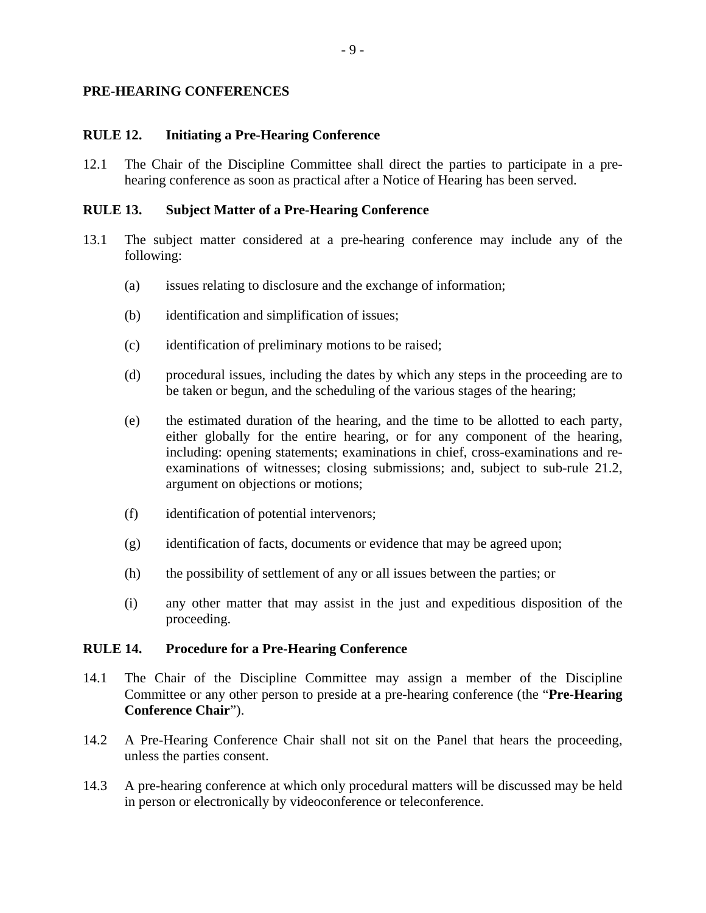## PRE-HEARING CONFERENCES

### RULE 12. Initiating a Pre-Hearing Conference

12.1 The Chair of the Discipline Committee shall direct the parties to participate in a pre-hearing conference as soon as practical after a Notice of Hearing has been served.

### RULE 13. Subject Matter of a Pre-Hearing Conference

13.1 The subject matter considered at a pre-hearing conference may include any of the following:

(a) issues relating to disclosure and the exchange of information;

(b) identification and simplification of issues;

(c) identification of preliminary motions to be raised;

(d) procedural issues, including the dates by which any steps in the proceeding are to be taken or begun, and the scheduling of the various stages of the hearing;

(e) the estimated duration of the hearing, and the time to be allotted to each party, either globally for the entire hearing, or for any component of the hearing, including: opening statements; examinations in chief, cross-examinations and re-examinations of witnesses; closing submissions; and, subject to sub-rule 21.2, argument on objections or motions;

(f) identification of potential intervenors;

(g) identification of facts, documents or evidence that may be agreed upon;

(h) the possibility of settlement of any or all issues between the parties; or

(i) any other matter that may assist in the just and expeditious disposition of the proceeding.

### RULE 14. Procedure for a Pre-Hearing Conference

14.1 The Chair of the Discipline Committee may assign a member of the Discipline Committee or any other person to preside at a pre-hearing conference (the "**Pre-Hearing Conference Chair**").

14.2 A Pre-Hearing Conference Chair shall not sit on the Panel that hears the proceeding, unless the parties consent.

14.3 A pre-hearing conference at which only procedural matters will be discussed may be held in person or electronically by videoconference or teleconference.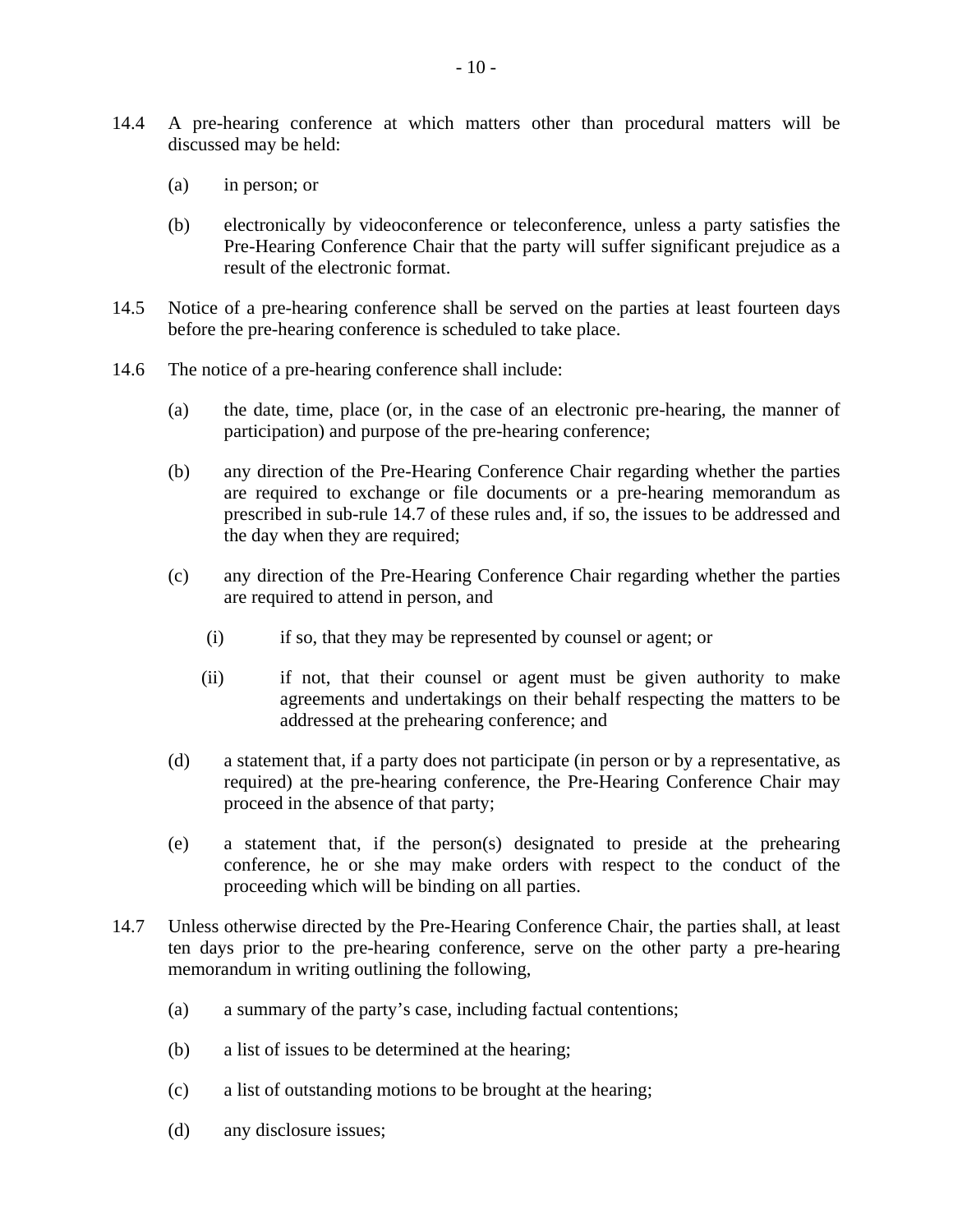14.4 A pre-hearing conference at which matters other than procedural matters will be discussed may be held:

(a) in person; or

(b) electronically by videoconference or teleconference, unless a party satisfies the Pre-Hearing Conference Chair that the party will suffer significant prejudice as a result of the electronic format.

14.5 Notice of a pre-hearing conference shall be served on the parties at least fourteen days before the pre-hearing conference is scheduled to take place.

14.6 The notice of a pre-hearing conference shall include:

(a) the date, time, place (or, in the case of an electronic pre-hearing, the manner of participation) and purpose of the pre-hearing conference;

(b) any direction of the Pre-Hearing Conference Chair regarding whether the parties are required to exchange or file documents or a pre-hearing memorandum as prescribed in sub-rule 14.7 of these rules and, if so, the issues to be addressed and the day when they are required;

(c) any direction of the Pre-Hearing Conference Chair regarding whether the parties are required to attend in person, and

(i) if so, that they may be represented by counsel or agent; or

(ii) if not, that their counsel or agent must be given authority to make agreements and undertakings on their behalf respecting the matters to be addressed at the prehearing conference; and

(d) a statement that, if a party does not participate (in person or by a representative, as required) at the pre-hearing conference, the Pre-Hearing Conference Chair may proceed in the absence of that party;

(e) a statement that, if the person(s) designated to preside at the prehearing conference, he or she may make orders with respect to the conduct of the proceeding which will be binding on all parties.

14.7 Unless otherwise directed by the Pre-Hearing Conference Chair, the parties shall, at least ten days prior to the pre-hearing conference, serve on the other party a pre-hearing memorandum in writing outlining the following,

(a) a summary of the party's case, including factual contentions;

(b) a list of issues to be determined at the hearing;

(c) a list of outstanding motions to be brought at the hearing;

(d) any disclosure issues;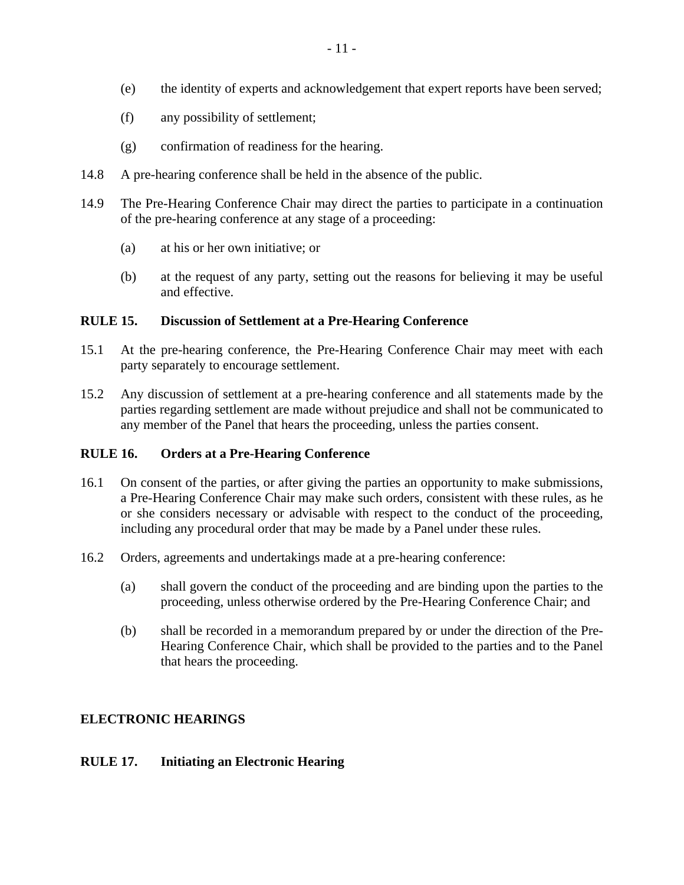(e) the identity of experts and acknowledgement that expert reports have been served;

(f) any possibility of settlement;

(g) confirmation of readiness for the hearing.

14.8 A pre-hearing conference shall be held in the absence of the public.

14.9 The Pre-Hearing Conference Chair may direct the parties to participate in a continuation of the pre-hearing conference at any stage of a proceeding:

(a) at his or her own initiative; or

(b) at the request of any party, setting out the reasons for believing it may be useful and effective.

### RULE 15. Discussion of Settlement at a Pre-Hearing Conference

15.1 At the pre-hearing conference, the Pre-Hearing Conference Chair may meet with each party separately to encourage settlement.

15.2 Any discussion of settlement at a pre-hearing conference and all statements made by the parties regarding settlement are made without prejudice and shall not be communicated to any member of the Panel that hears the proceeding, unless the parties consent.

### RULE 16. Orders at a Pre-Hearing Conference

16.1 On consent of the parties, or after giving the parties an opportunity to make submissions, a Pre-Hearing Conference Chair may make such orders, consistent with these rules, as he or she considers necessary or advisable with respect to the conduct of the proceeding, including any procedural order that may be made by a Panel under these rules.

16.2 Orders, agreements and undertakings made at a pre-hearing conference:

(a) shall govern the conduct of the proceeding and are binding upon the parties to the proceeding, unless otherwise ordered by the Pre-Hearing Conference Chair; and

(b) shall be recorded in a memorandum prepared by or under the direction of the Pre-Hearing Conference Chair, which shall be provided to the parties and to the Panel that hears the proceeding.

## ELECTRONIC HEARINGS

### RULE 17. Initiating an Electronic Hearing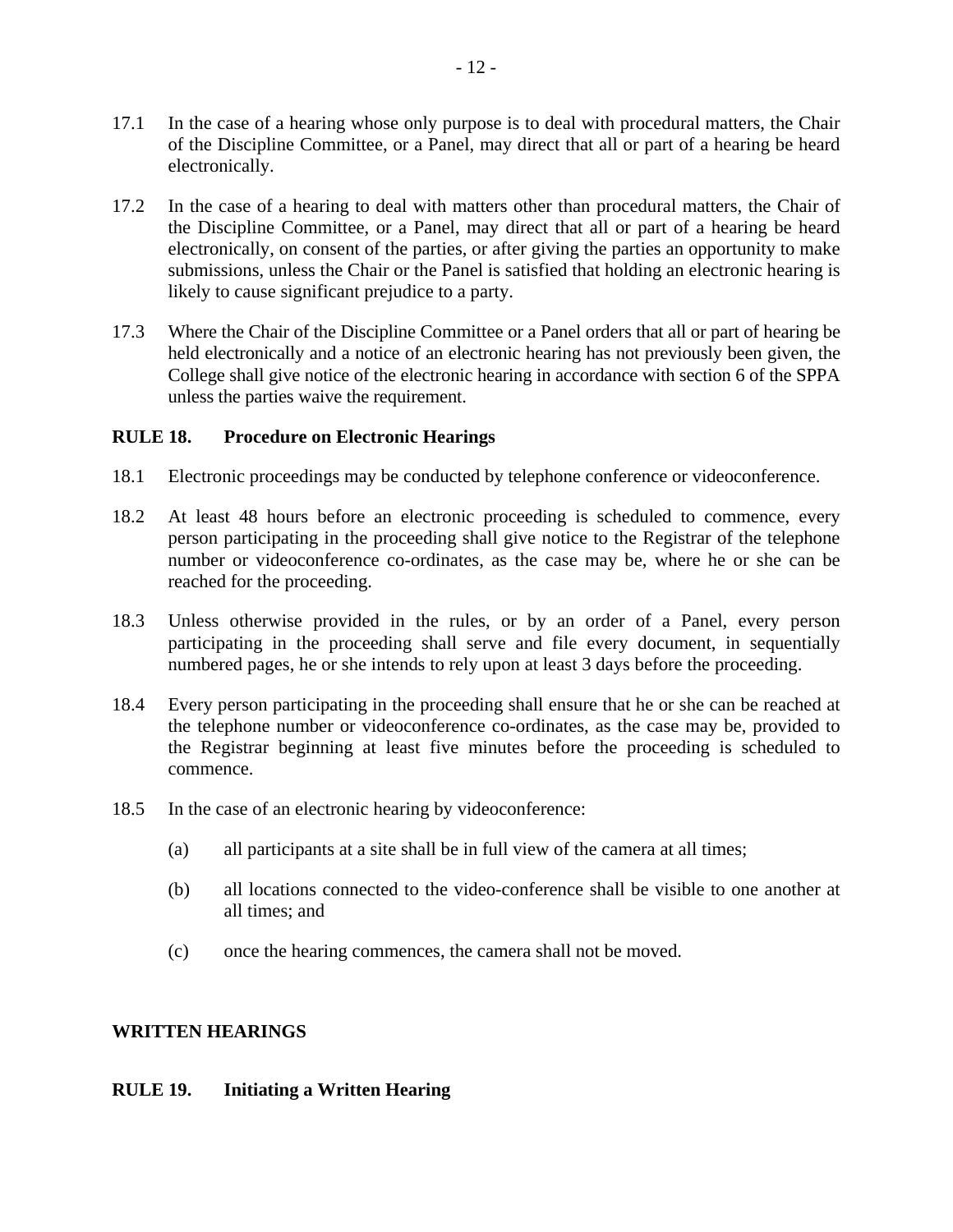17.1 In the case of a hearing whose only purpose is to deal with procedural matters, the Chair of the Discipline Committee, or a Panel, may direct that all or part of a hearing be heard electronically.

17.2 In the case of a hearing to deal with matters other than procedural matters, the Chair of the Discipline Committee, or a Panel, may direct that all or part of a hearing be heard electronically, on consent of the parties, or after giving the parties an opportunity to make submissions, unless the Chair or the Panel is satisfied that holding an electronic hearing is likely to cause significant prejudice to a party.

17.3 Where the Chair of the Discipline Committee or a Panel orders that all or part of hearing be held electronically and a notice of an electronic hearing has not previously been given, the College shall give notice of the electronic hearing in accordance with section 6 of the SPPA unless the parties waive the requirement.

### RULE 18. Procedure on Electronic Hearings

18.1 Electronic proceedings may be conducted by telephone conference or videoconference.

18.2 At least 48 hours before an electronic proceeding is scheduled to commence, every person participating in the proceeding shall give notice to the Registrar of the telephone number or videoconference co-ordinates, as the case may be, where he or she can be reached for the proceeding.

18.3 Unless otherwise provided in the rules, or by an order of a Panel, every person participating in the proceeding shall serve and file every document, in sequentially numbered pages, he or she intends to rely upon at least 3 days before the proceeding.

18.4 Every person participating in the proceeding shall ensure that he or she can be reached at the telephone number or videoconference co-ordinates, as the case may be, provided to the Registrar beginning at least five minutes before the proceeding is scheduled to commence.

18.5 In the case of an electronic hearing by videoconference:

(a) all participants at a site shall be in full view of the camera at all times;

(b) all locations connected to the video-conference shall be visible to one another at all times; and

(c) once the hearing commences, the camera shall not be moved.

## WRITTEN HEARINGS

### RULE 19. Initiating a Written Hearing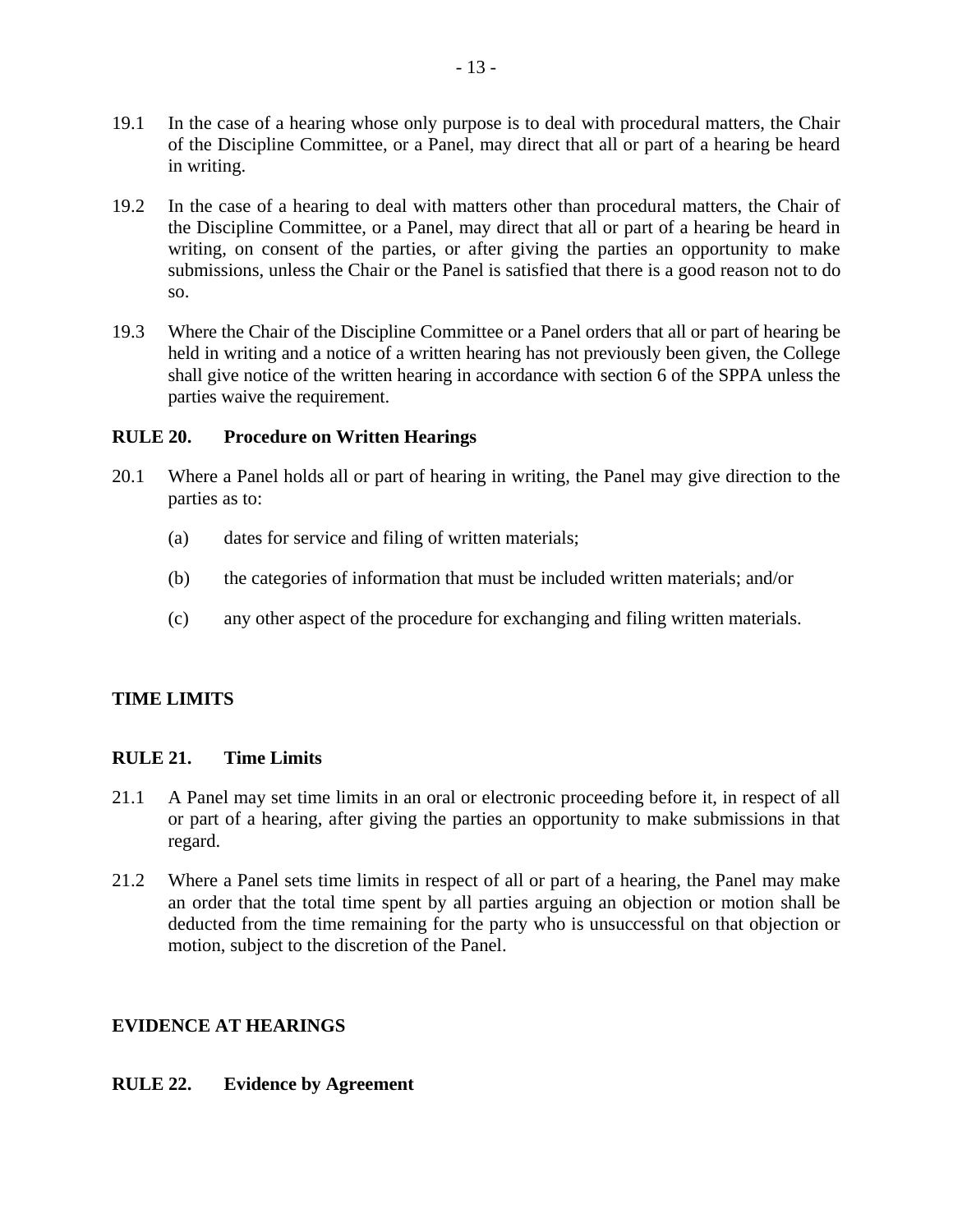19.1 In the case of a hearing whose only purpose is to deal with procedural matters, the Chair of the Discipline Committee, or a Panel, may direct that all or part of a hearing be heard in writing.

19.2 In the case of a hearing to deal with matters other than procedural matters, the Chair of the Discipline Committee, or a Panel, may direct that all or part of a hearing be heard in writing, on consent of the parties, or after giving the parties an opportunity to make submissions, unless the Chair or the Panel is satisfied that there is a good reason not to do so.

19.3 Where the Chair of the Discipline Committee or a Panel orders that all or part of hearing be held in writing and a notice of a written hearing has not previously been given, the College shall give notice of the written hearing in accordance with section 6 of the SPPA unless the parties waive the requirement.

**RULE 20. Procedure on Written Hearings**

20.1 Where a Panel holds all or part of hearing in writing, the Panel may give direction to the parties as to:

(a) dates for service and filing of written materials;

(b) the categories of information that must be included written materials; and/or

(c) any other aspect of the procedure for exchanging and filing written materials.

## TIME LIMITS

**RULE 21. Time Limits**

21.1 A Panel may set time limits in an oral or electronic proceeding before it, in respect of all or part of a hearing, after giving the parties an opportunity to make submissions in that regard.

21.2 Where a Panel sets time limits in respect of all or part of a hearing, the Panel may make an order that the total time spent by all parties arguing an objection or motion shall be deducted from the time remaining for the party who is unsuccessful on that objection or motion, subject to the discretion of the Panel.

## EVIDENCE AT HEARINGS

**RULE 22. Evidence by Agreement**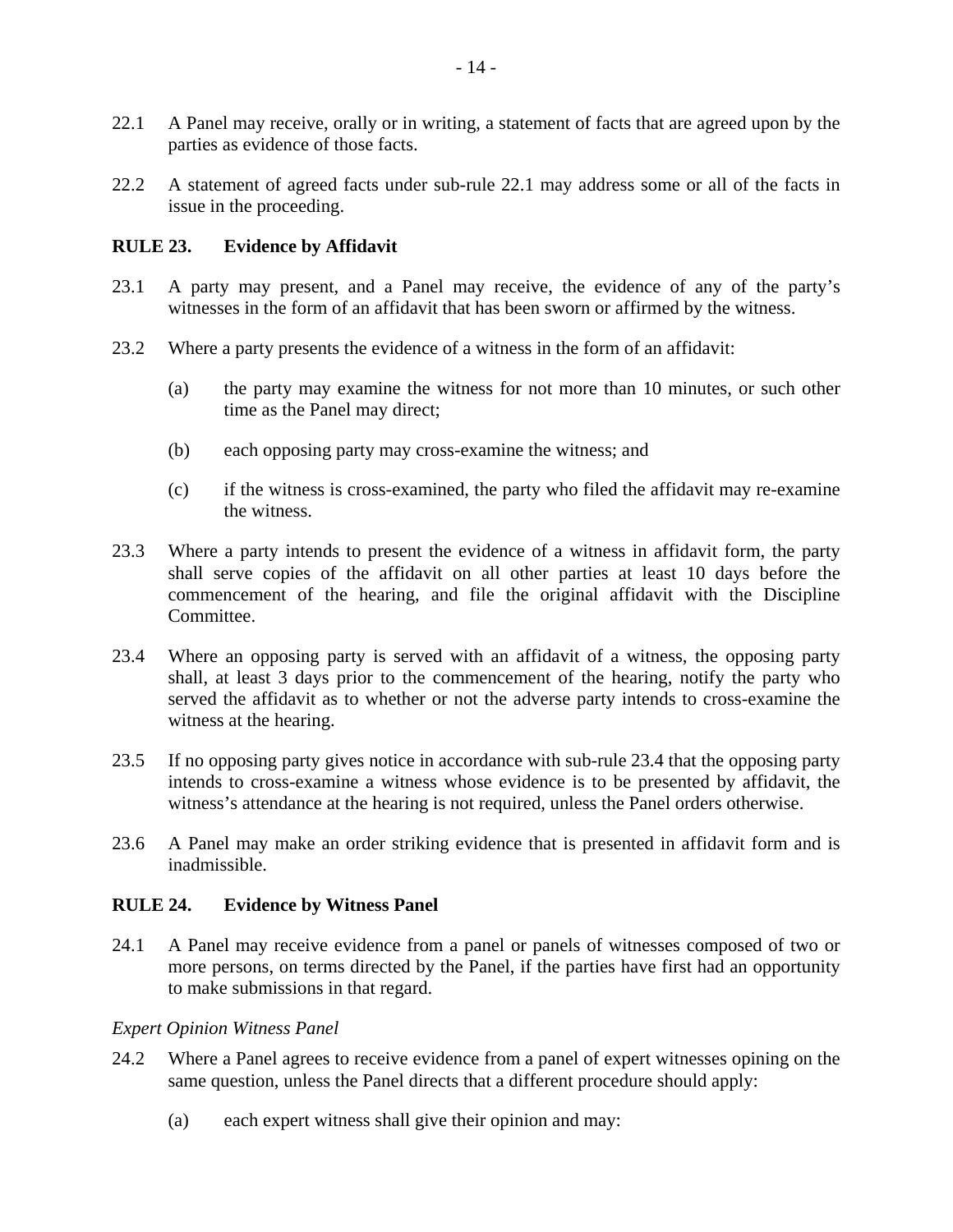22.1 A Panel may receive, orally or in writing, a statement of facts that are agreed upon by the parties as evidence of those facts.

22.2 A statement of agreed facts under sub-rule 22.1 may address some or all of the facts in issue in the proceeding.

### RULE 23. Evidence by Affidavit

23.1 A party may present, and a Panel may receive, the evidence of any of the party's witnesses in the form of an affidavit that has been sworn or affirmed by the witness.

23.2 Where a party presents the evidence of a witness in the form of an affidavit:

(a) the party may examine the witness for not more than 10 minutes, or such other time as the Panel may direct;

(b) each opposing party may cross-examine the witness; and

(c) if the witness is cross-examined, the party who filed the affidavit may re-examine the witness.

23.3 Where a party intends to present the evidence of a witness in affidavit form, the party shall serve copies of the affidavit on all other parties at least 10 days before the commencement of the hearing, and file the original affidavit with the Discipline Committee.

23.4 Where an opposing party is served with an affidavit of a witness, the opposing party shall, at least 3 days prior to the commencement of the hearing, notify the party who served the affidavit as to whether or not the adverse party intends to cross-examine the witness at the hearing.

23.5 If no opposing party gives notice in accordance with sub-rule 23.4 that the opposing party intends to cross-examine a witness whose evidence is to be presented by affidavit, the witness's attendance at the hearing is not required, unless the Panel orders otherwise.

23.6 A Panel may make an order striking evidence that is presented in affidavit form and is inadmissible.

### RULE 24. Evidence by Witness Panel

24.1 A Panel may receive evidence from a panel or panels of witnesses composed of two or more persons, on terms directed by the Panel, if the parties have first had an opportunity to make submissions in that regard.

*Expert Opinion Witness Panel*

24.2 Where a Panel agrees to receive evidence from a panel of expert witnesses opining on the same question, unless the Panel directs that a different procedure should apply:

(a) each expert witness shall give their opinion and may: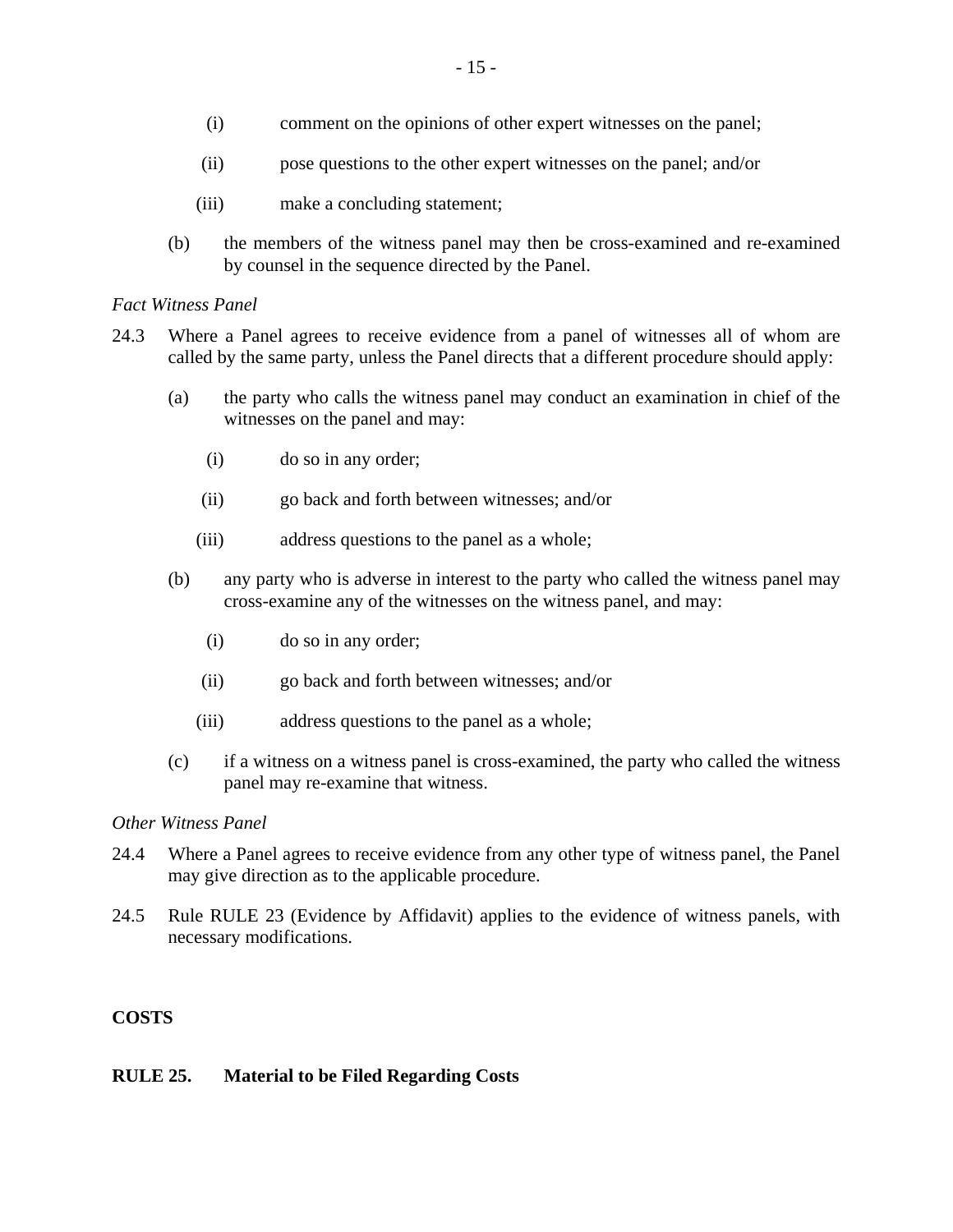(i) comment on the opinions of other expert witnesses on the panel;

(ii) pose questions to the other expert witnesses on the panel; and/or

(iii) make a concluding statement;

(b) the members of the witness panel may then be cross-examined and re-examined by counsel in the sequence directed by the Panel.

*Fact Witness Panel*

24.3 Where a Panel agrees to receive evidence from a panel of witnesses all of whom are called by the same party, unless the Panel directs that a different procedure should apply:

(a) the party who calls the witness panel may conduct an examination in chief of the witnesses on the panel and may:

(i) do so in any order;

(ii) go back and forth between witnesses; and/or

(iii) address questions to the panel as a whole;

(b) any party who is adverse in interest to the party who called the witness panel may cross-examine any of the witnesses on the witness panel, and may:

(i) do so in any order;

(ii) go back and forth between witnesses; and/or

(iii) address questions to the panel as a whole;

(c) if a witness on a witness panel is cross-examined, the party who called the witness panel may re-examine that witness.

*Other Witness Panel*

24.4 Where a Panel agrees to receive evidence from any other type of witness panel, the Panel may give direction as to the applicable procedure.

24.5 Rule RULE 23 (Evidence by Affidavit) applies to the evidence of witness panels, with necessary modifications.

## COSTS

### RULE 25. Material to be Filed Regarding Costs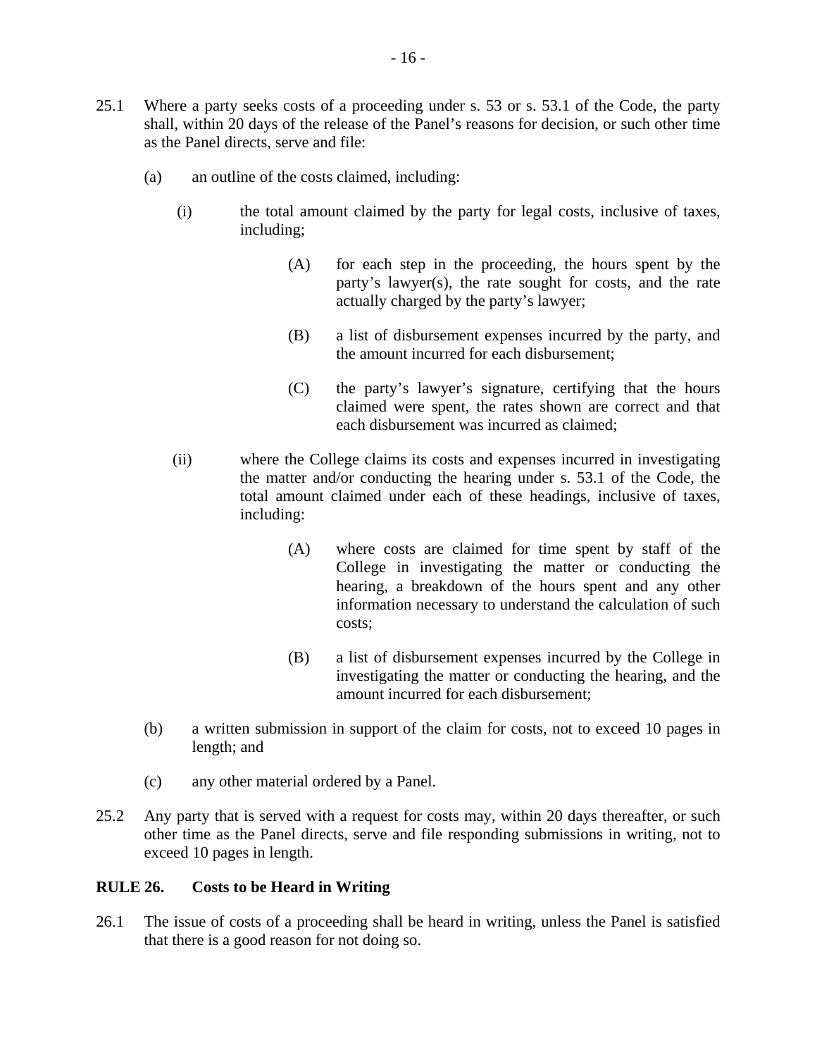25.1 Where a party seeks costs of a proceeding under s. 53 or s. 53.1 of the Code, the party shall, within 20 days of the release of the Panel's reasons for decision, or such other time as the Panel directs, serve and file:

(a) an outline of the costs claimed, including:

(i) the total amount claimed by the party for legal costs, inclusive of taxes, including;

(A) for each step in the proceeding, the hours spent by the party's lawyer(s), the rate sought for costs, and the rate actually charged by the party's lawyer;

(B) a list of disbursement expenses incurred by the party, and the amount incurred for each disbursement;

(C) the party's lawyer's signature, certifying that the hours claimed were spent, the rates shown are correct and that each disbursement was incurred as claimed;

(ii) where the College claims its costs and expenses incurred in investigating the matter and/or conducting the hearing under s. 53.1 of the Code, the total amount claimed under each of these headings, inclusive of taxes, including:

(A) where costs are claimed for time spent by staff of the College in investigating the matter or conducting the hearing, a breakdown of the hours spent and any other information necessary to understand the calculation of such costs;

(B) a list of disbursement expenses incurred by the College in investigating the matter or conducting the hearing, and the amount incurred for each disbursement;

(b) a written submission in support of the claim for costs, not to exceed 10 pages in length; and

(c) any other material ordered by a Panel.

25.2 Any party that is served with a request for costs may, within 20 days thereafter, or such other time as the Panel directs, serve and file responding submissions in writing, not to exceed 10 pages in length.

## RULE 26. Costs to be Heard in Writing

26.1 The issue of costs of a proceeding shall be heard in writing, unless the Panel is satisfied that there is a good reason for not doing so.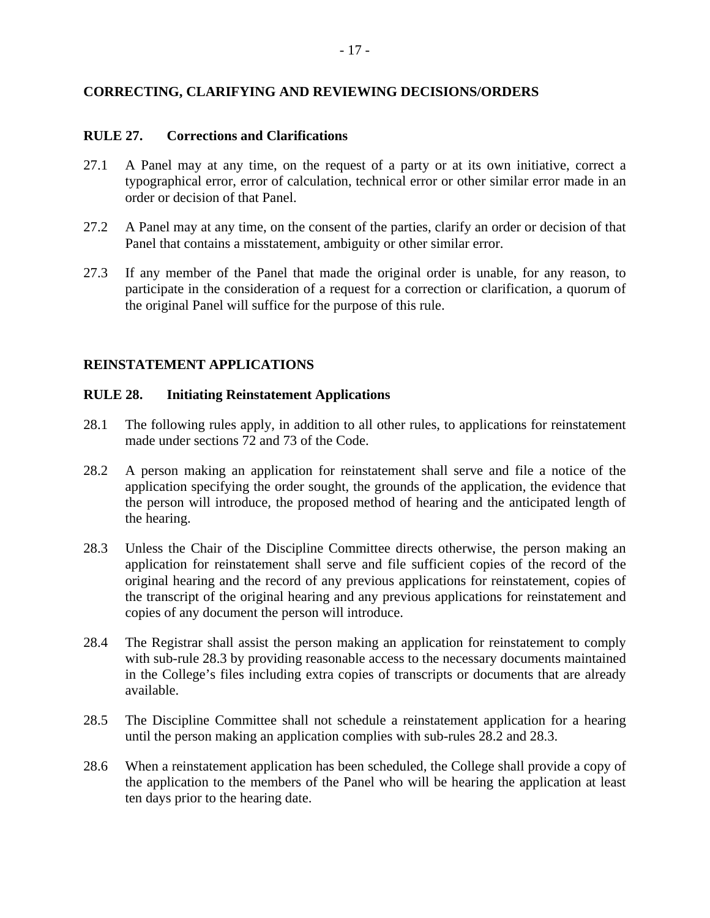## CORRECTING, CLARIFYING AND REVIEWING DECISIONS/ORDERS

### RULE 27. Corrections and Clarifications

27.1 A Panel may at any time, on the request of a party or at its own initiative, correct a typographical error, error of calculation, technical error or other similar error made in an order or decision of that Panel.

27.2 A Panel may at any time, on the consent of the parties, clarify an order or decision of that Panel that contains a misstatement, ambiguity or other similar error.

27.3 If any member of the Panel that made the original order is unable, for any reason, to participate in the consideration of a request for a correction or clarification, a quorum of the original Panel will suffice for the purpose of this rule.

## REINSTATEMENT APPLICATIONS

### RULE 28. Initiating Reinstatement Applications

28.1 The following rules apply, in addition to all other rules, to applications for reinstatement made under sections 72 and 73 of the Code.

28.2 A person making an application for reinstatement shall serve and file a notice of the application specifying the order sought, the grounds of the application, the evidence that the person will introduce, the proposed method of hearing and the anticipated length of the hearing.

28.3 Unless the Chair of the Discipline Committee directs otherwise, the person making an application for reinstatement shall serve and file sufficient copies of the record of the original hearing and the record of any previous applications for reinstatement, copies of the transcript of the original hearing and any previous applications for reinstatement and copies of any document the person will introduce.

28.4 The Registrar shall assist the person making an application for reinstatement to comply with sub-rule 28.3 by providing reasonable access to the necessary documents maintained in the College's files including extra copies of transcripts or documents that are already available.

28.5 The Discipline Committee shall not schedule a reinstatement application for a hearing until the person making an application complies with sub-rules 28.2 and 28.3.

28.6 When a reinstatement application has been scheduled, the College shall provide a copy of the application to the members of the Panel who will be hearing the application at least ten days prior to the hearing date.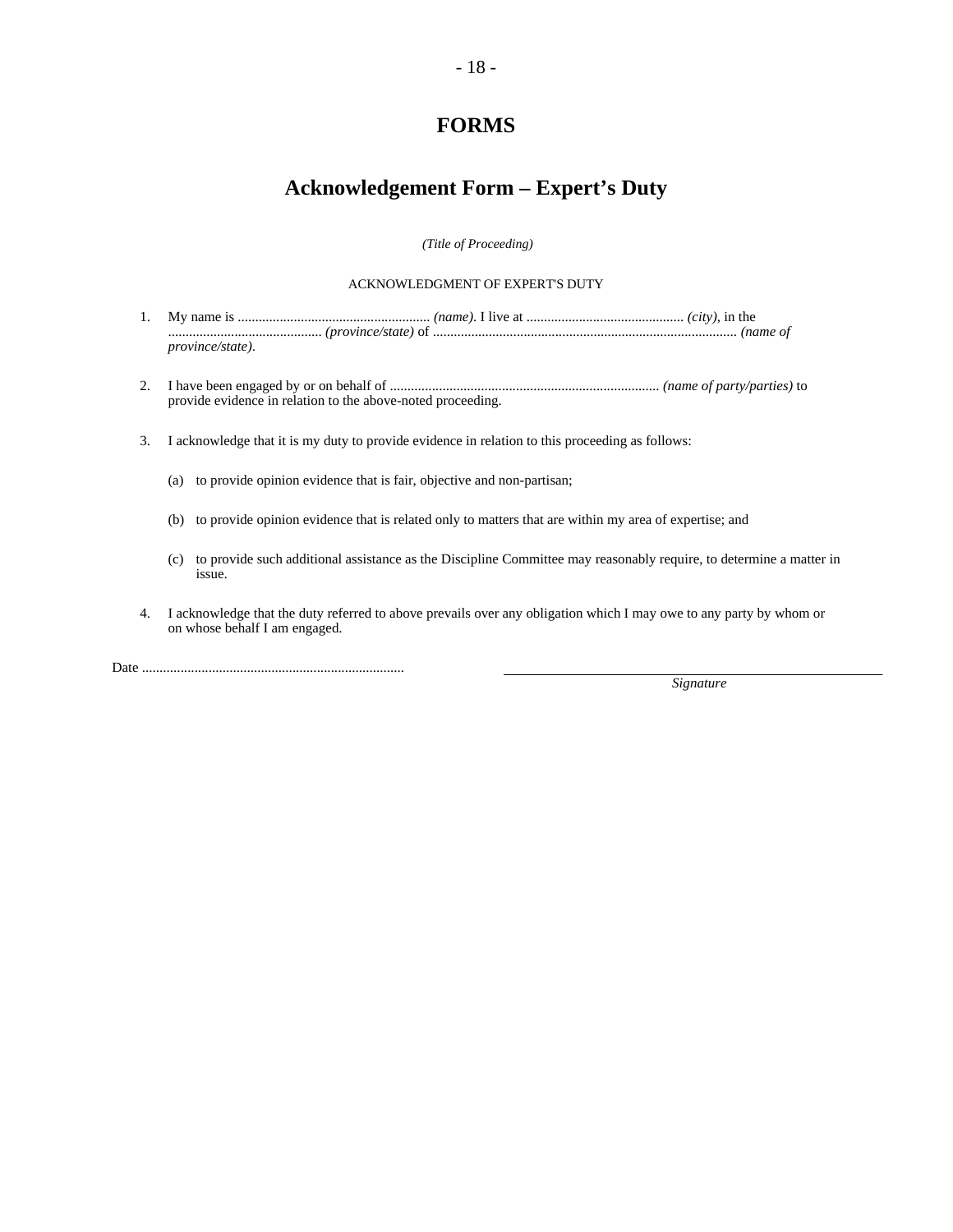# FORMS

## Acknowledgement Form – Expert's Duty

*(Title of Proceeding)*

ACKNOWLEDGMENT OF EXPERT'S DUTY

1. My name is ....................................................... *(name)*. I live at ............................................ *(city)*, in the ........................................... *(province/state)* of ...................................................................................... *(name of province/state)*.

2. I have been engaged by or on behalf of ............................................................................ *(name of party/parties)* to provide evidence in relation to the above-noted proceeding.

3. I acknowledge that it is my duty to provide evidence in relation to this proceeding as follows:

   (a) to provide opinion evidence that is fair, objective and non-partisan;

   (b) to provide opinion evidence that is related only to matters that are within my area of expertise; and

   (c) to provide such additional assistance as the Discipline Committee may reasonably require, to determine a matter in issue.

4. I acknowledge that the duty referred to above prevails over any obligation which I may owe to any party by whom or on whose behalf I am engaged.

Date ..........................................................................

_______________________________________________
*Signature*